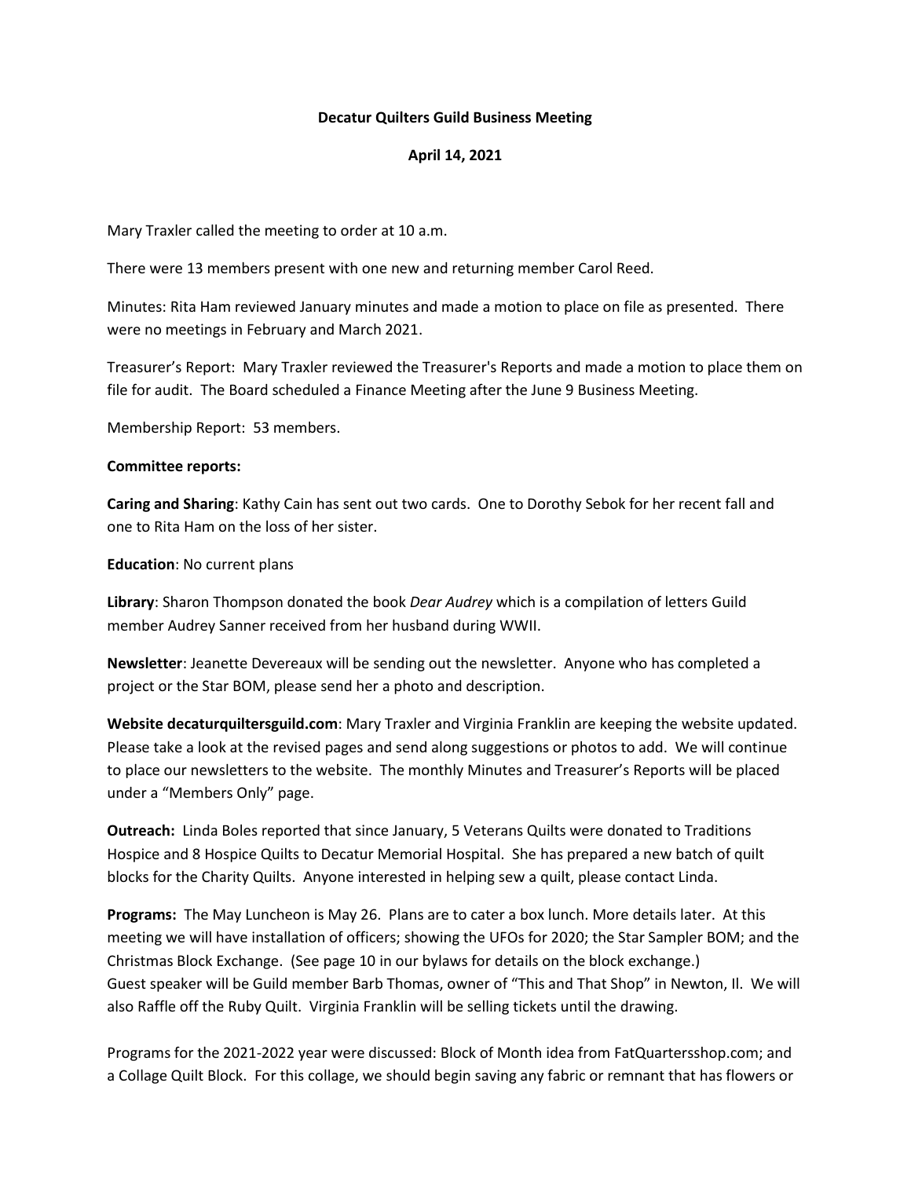**Decatur Quilters Guild Business Meeting**

**April 14, 2021**

Mary Traxler called the meeting to order at 10 a.m.

There were 13 members present with one new and returning member Carol Reed.

Minutes: Rita Ham reviewed January minutes and made a motion to place on file as presented. There were no meetings in February and March 2021.

Treasurer's Report: Mary Traxler reviewed the Treasurer's Reports and made a motion to place them on file for audit. The Board scheduled a Finance Meeting after the June 9 Business Meeting.

Membership Report: 53 members.

**Committee reports:**

**Caring and Sharing**: Kathy Cain has sent out two cards. One to Dorothy Sebok for her recent fall and one to Rita Ham on the loss of her sister.

**Education**: No current plans

**Library**: Sharon Thompson donated the book *Dear Audrey* which is a compilation of letters Guild member Audrey Sanner received from her husband during WWII.

**Newsletter**: Jeanette Devereaux will be sending out the newsletter. Anyone who has completed a project or the Star BOM, please send her a photo and description.

**Website decaturquiltersguild.com**: Mary Traxler and Virginia Franklin are keeping the website updated. Please take a look at the revised pages and send along suggestions or photos to add. We will continue to place our newsletters to the website. The monthly Minutes and Treasurer's Reports will be placed under a "Members Only" page.

**Outreach:** Linda Boles reported that since January, 5 Veterans Quilts were donated to Traditions Hospice and 8 Hospice Quilts to Decatur Memorial Hospital. She has prepared a new batch of quilt blocks for the Charity Quilts. Anyone interested in helping sew a quilt, please contact Linda.

**Programs:** The May Luncheon is May 26. Plans are to cater a box lunch. More details later. At this meeting we will have installation of officers; showing the UFOs for 2020; the Star Sampler BOM; and the Christmas Block Exchange. (See page 10 in our bylaws for details on the block exchange.) Guest speaker will be Guild member Barb Thomas, owner of "This and That Shop" in Newton, Il. We will also Raffle off the Ruby Quilt. Virginia Franklin will be selling tickets until the drawing.

Programs for the 2021-2022 year were discussed: Block of Month idea from FatQuartersshop.com; and a Collage Quilt Block. For this collage, we should begin saving any fabric or remnant that has flowers or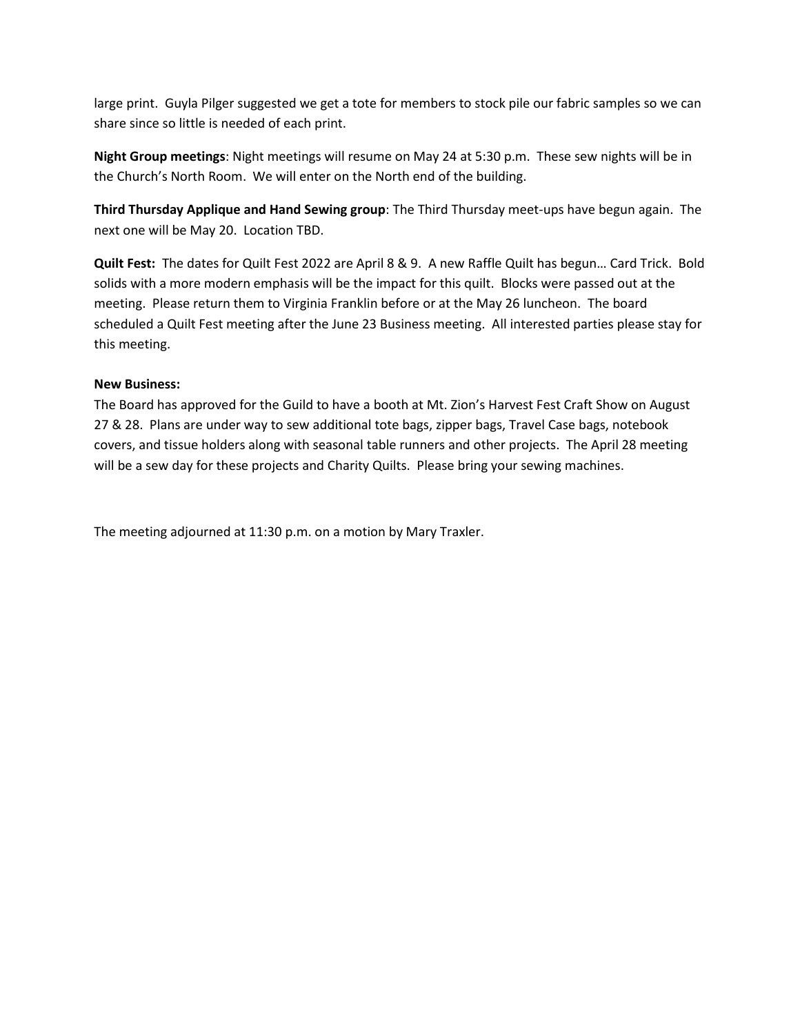large print. Guyla Pilger suggested we get a tote for members to stock pile our fabric samples so we can share since so little is needed of each print.

**Night Group meetings**: Night meetings will resume on May 24 at 5:30 p.m. These sew nights will be in the Church's North Room. We will enter on the North end of the building.

**Third Thursday Applique and Hand Sewing group**: The Third Thursday meet-ups have begun again. The next one will be May 20. Location TBD.

**Quilt Fest:** The dates for Quilt Fest 2022 are April 8 & 9. A new Raffle Quilt has begun… Card Trick. Bold solids with a more modern emphasis will be the impact for this quilt. Blocks were passed out at the meeting. Please return them to Virginia Franklin before or at the May 26 luncheon. The board scheduled a Quilt Fest meeting after the June 23 Business meeting. All interested parties please stay for this meeting.

**New Business:**

The Board has approved for the Guild to have a booth at Mt. Zion's Harvest Fest Craft Show on August 27 & 28. Plans are under way to sew additional tote bags, zipper bags, Travel Case bags, notebook covers, and tissue holders along with seasonal table runners and other projects. The April 28 meeting will be a sew day for these projects and Charity Quilts. Please bring your sewing machines.

The meeting adjourned at 11:30 p.m. on a motion by Mary Traxler.